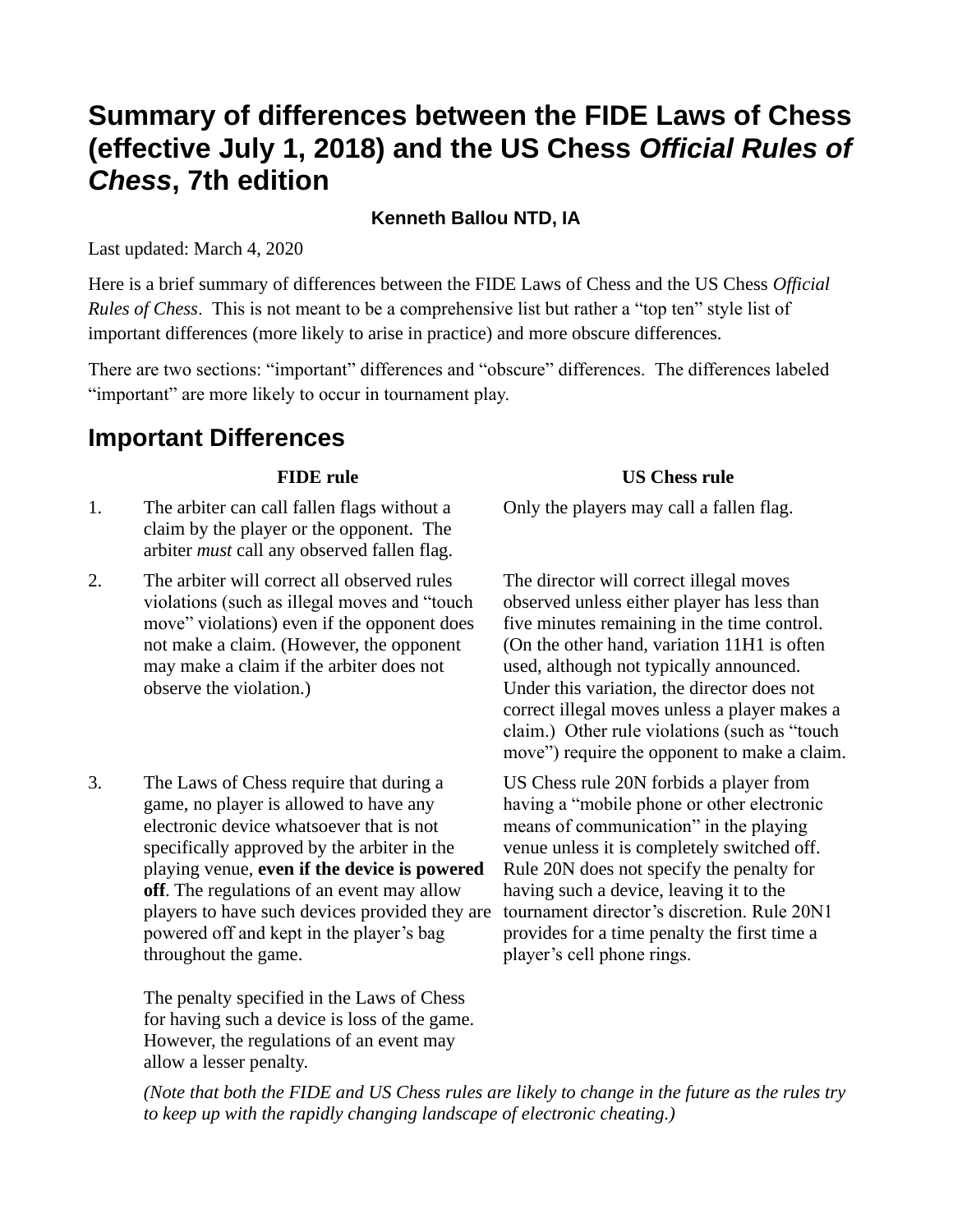# Summary of differences between the FIDE Laws of Chess (effective July 1, 2018) and the US Chess *Official Rules of Chess*, 7th edition

**Kenneth Ballou NTD, IA**

Last updated: March 4, 2020

Here is a brief summary of differences between the FIDE Laws of Chess and the US Chess *Official Rules of Chess*. This is not meant to be a comprehensive list but rather a "top ten" style list of important differences (more likely to arise in practice) and more obscure differences.

There are two sections: "important" differences and "obscure" differences. The differences labeled "important" are more likely to occur in tournament play.

## Important Differences

| | FIDE rule | US Chess rule |
|---|---|---|
| 1. | The arbiter can call fallen flags without a claim by the player or the opponent. The arbiter *must* call any observed fallen flag. | Only the players may call a fallen flag. |
| 2. | The arbiter will correct all observed rules violations (such as illegal moves and "touch move" violations) even if the opponent does not make a claim. (However, the opponent may make a claim if the arbiter does not observe the violation.) | The director will correct illegal moves observed unless either player has less than five minutes remaining in the time control. (On the other hand, variation 11H1 is often used, although not typically announced. Under this variation, the director does not correct illegal moves unless a player makes a claim.) Other rule violations (such as "touch move") require the opponent to make a claim. |
| 3. | The Laws of Chess require that during a game, no player is allowed to have any electronic device whatsoever that is not specifically approved by the arbiter in the playing venue, **even if the device is powered off**. The regulations of an event may allow players to have such devices provided they are powered off and kept in the player's bag throughout the game.<br><br>The penalty specified in the Laws of Chess for having such a device is loss of the game. However, the regulations of an event may allow a lesser penalty. | US Chess rule 20N forbids a player from having a "mobile phone or other electronic means of communication" in the playing venue unless it is completely switched off. Rule 20N does not specify the penalty for having such a device, leaving it to the tournament director's discretion. Rule 20N1 provides for a time penalty the first time a player's cell phone rings. |

*(Note that both the FIDE and US Chess rules are likely to change in the future as the rules try to keep up with the rapidly changing landscape of electronic cheating.)*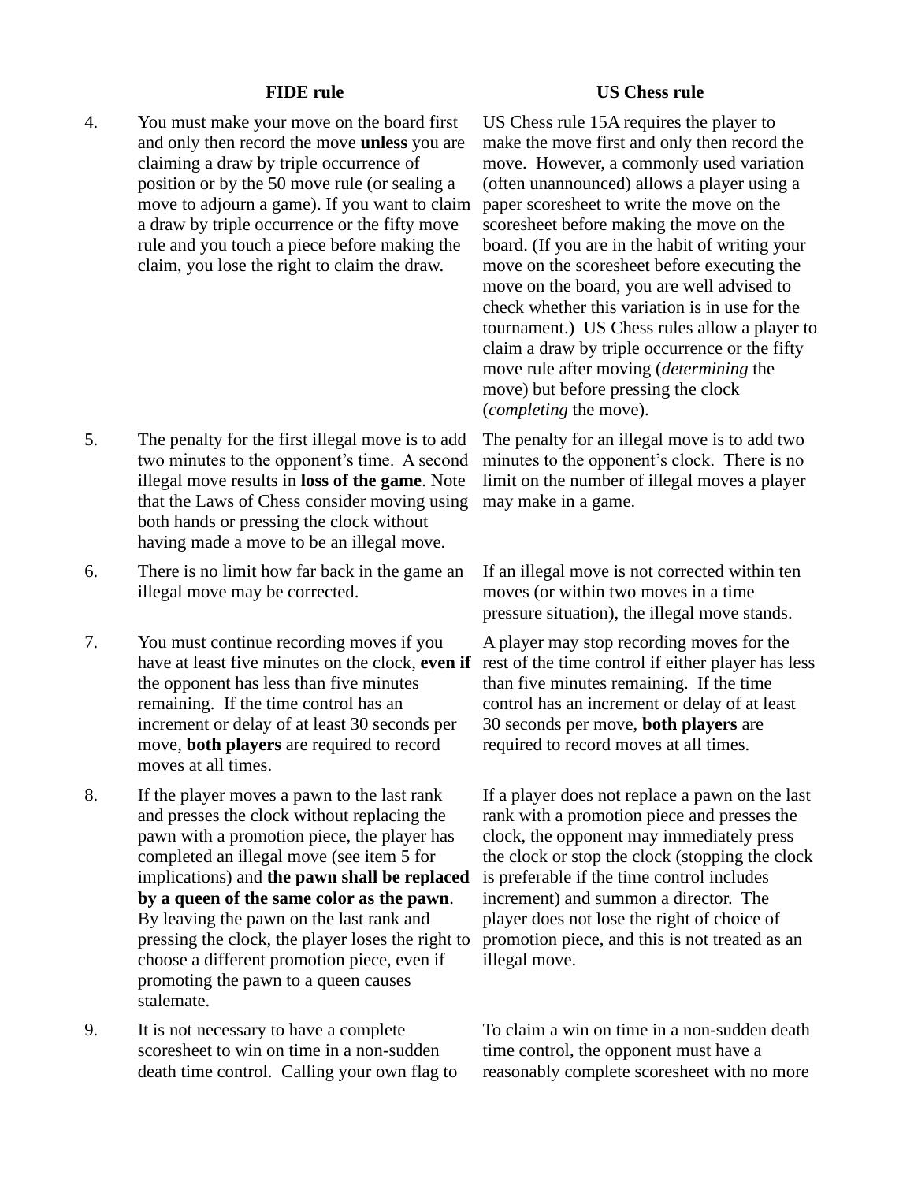| | FIDE rule | US Chess rule |
|---|---|---|
| 4. | You must make your move on the board first and only then record the move **unless** you are claiming a draw by triple occurrence of position or by the 50 move rule (or sealing a move to adjourn a game). If you want to claim a draw by triple occurrence or the fifty move rule and you touch a piece before making the claim, you lose the right to claim the draw. | US Chess rule 15A requires the player to make the move first and only then record the move. However, a commonly used variation (often unannounced) allows a player using a paper scoresheet to write the move on the scoresheet before making the move on the board. (If you are in the habit of writing your move on the scoresheet before executing the move on the board, you are well advised to check whether this variation is in use for the tournament.) US Chess rules allow a player to claim a draw by triple occurrence or the fifty move rule after moving (*determining* the move) but before pressing the clock (*completing* the move). |
| 5. | The penalty for the first illegal move is to add two minutes to the opponent's time. A second illegal move results in **loss of the game**. Note that the Laws of Chess consider moving using both hands or pressing the clock without having made a move to be an illegal move. | The penalty for an illegal move is to add two minutes to the opponent's clock. There is no limit on the number of illegal moves a player may make in a game. |
| 6. | There is no limit how far back in the game an illegal move may be corrected. | If an illegal move is not corrected within ten moves (or within two moves in a time pressure situation), the illegal move stands. |
| 7. | You must continue recording moves if you have at least five minutes on the clock, **even if** the opponent has less than five minutes remaining. If the time control has an increment or delay of at least 30 seconds per move, **both players** are required to record moves at all times. | A player may stop recording moves for the rest of the time control if either player has less than five minutes remaining. If the time control has an increment or delay of at least 30 seconds per move, **both players** are required to record moves at all times. |
| 8. | If the player moves a pawn to the last rank and presses the clock without replacing the pawn with a promotion piece, the player has completed an illegal move (see item 5 for implications) and **the pawn shall be replaced by a queen of the same color as the pawn**. By leaving the pawn on the last rank and pressing the clock, the player loses the right to choose a different promotion piece, even if promoting the pawn to a queen causes stalemate. | If a player does not replace a pawn on the last rank with a promotion piece and presses the clock, the opponent may immediately press the clock or stop the clock (stopping the clock is preferable if the time control includes increment) and summon a director. The player does not lose the right of choice of promotion piece, and this is not treated as an illegal move. |
| 9. | It is not necessary to have a complete scoresheet to win on time in a non-sudden death time control. Calling your own flag to | To claim a win on time in a non-sudden death time control, the opponent must have a reasonably complete scoresheet with no more |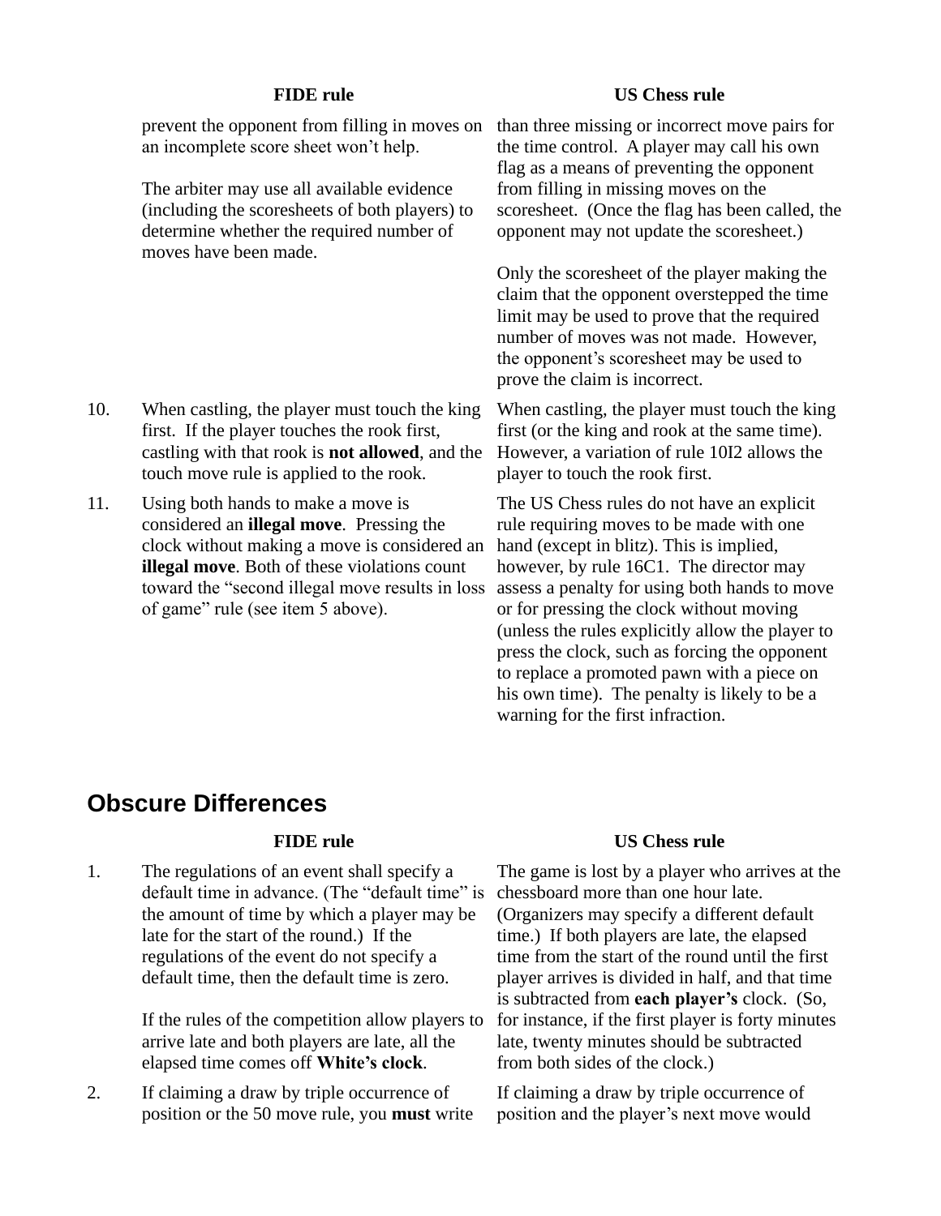| | FIDE rule | US Chess rule |
|---|---|---|
| | prevent the opponent from filling in moves on an incomplete score sheet won't help.<br><br>The arbiter may use all available evidence (including the scoresheets of both players) to determine whether the required number of moves have been made. | than three missing or incorrect move pairs for the time control. A player may call his own flag as a means of preventing the opponent from filling in missing moves on the scoresheet. (Once the flag has been called, the opponent may not update the scoresheet.)<br><br>Only the scoresheet of the player making the claim that the opponent overstepped the time limit may be used to prove that the required number of moves was not made. However, the opponent's scoresheet may be used to prove the claim is incorrect. |
| 10. | When castling, the player must touch the king first. If the player touches the rook first, castling with that rook is **not allowed**, and the touch move rule is applied to the rook. | When castling, the player must touch the king first (or the king and rook at the same time). However, a variation of rule 10I2 allows the player to touch the rook first. |
| 11. | Using both hands to make a move is considered an **illegal move**. Pressing the clock without making a move is considered an **illegal move**. Both of these violations count toward the "second illegal move results in loss of game" rule (see item 5 above). | The US Chess rules do not have an explicit rule requiring moves to be made with one hand (except in blitz). This is implied, however, by rule 16C1. The director may assess a penalty for using both hands to move or for pressing the clock without moving (unless the rules explicitly allow the player to press the clock, such as forcing the opponent to replace a promoted pawn with a piece on his own time). The penalty is likely to be a warning for the first infraction. |

## Obscure Differences

| | FIDE rule | US Chess rule |
|---|---|---|
| 1. | The regulations of an event shall specify a default time in advance. (The "default time" is the amount of time by which a player may be late for the start of the round.) If the regulations of the event do not specify a default time, then the default time is zero.<br><br>If the rules of the competition allow players to arrive late and both players are late, all the elapsed time comes off **White's clock**. | The game is lost by a player who arrives at the chessboard more than one hour late. (Organizers may specify a different default time.) If both players are late, the elapsed time from the start of the round until the first player arrives is divided in half, and that time is subtracted from **each player's** clock. (So, for instance, if the first player is forty minutes late, twenty minutes should be subtracted from both sides of the clock.) |
| 2. | If claiming a draw by triple occurrence of position or the 50 move rule, you **must** write | If claiming a draw by triple occurrence of position and the player's next move would |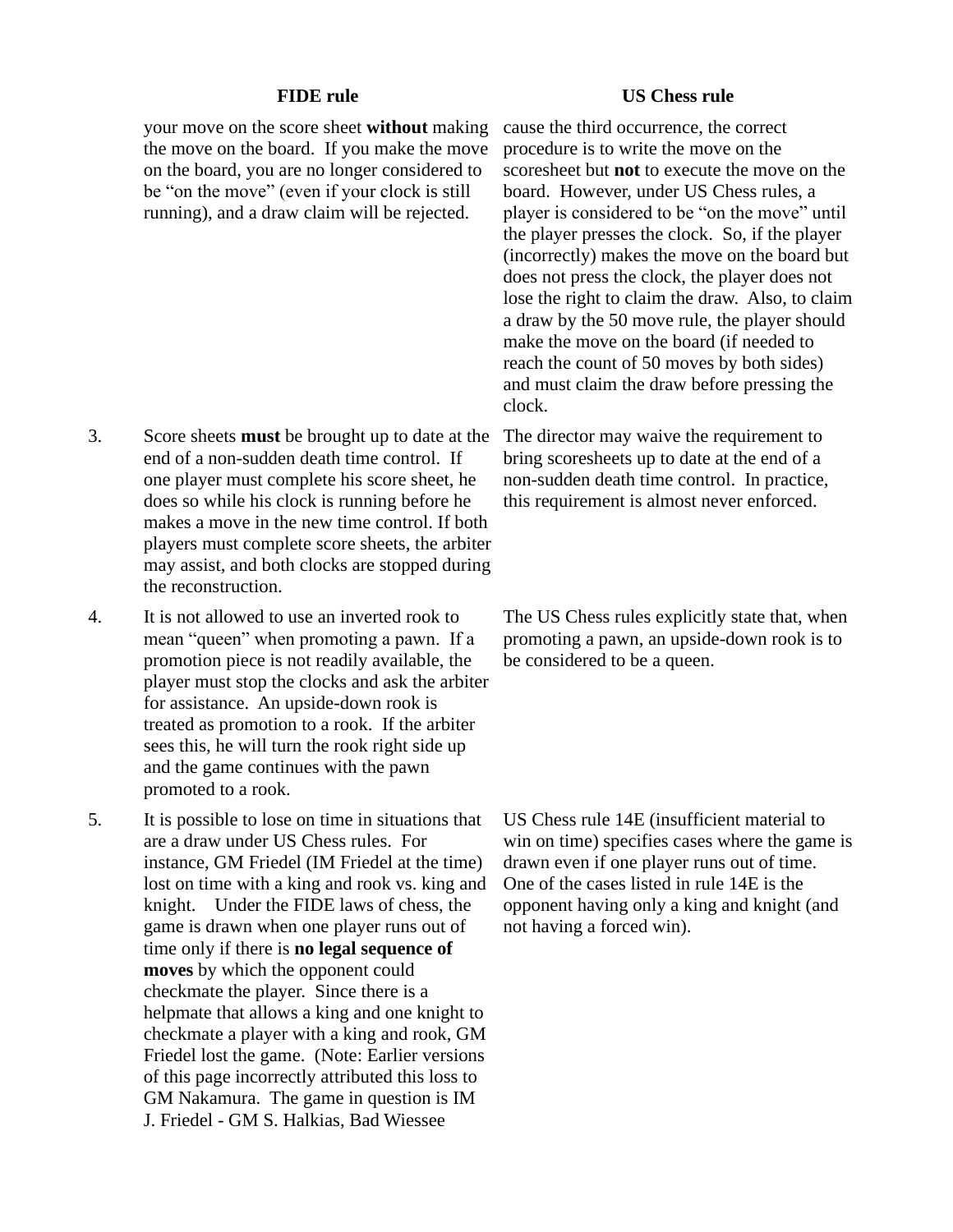| | FIDE rule | US Chess rule |
|---|---|---|
| | your move on the score sheet **without** making the move on the board. If you make the move on the board, you are no longer considered to be "on the move" (even if your clock is still running), and a draw claim will be rejected. | cause the third occurrence, the correct procedure is to write the move on the scoresheet but **not** to execute the move on the board. However, under US Chess rules, a player is considered to be "on the move" until the player presses the clock. So, if the player (incorrectly) makes the move on the board but does not press the clock, the player does not lose the right to claim the draw. Also, to claim a draw by the 50 move rule, the player should make the move on the board (if needed to reach the count of 50 moves by both sides) and must claim the draw before pressing the clock. |
| 3. | Score sheets **must** be brought up to date at the end of a non-sudden death time control. If one player must complete his score sheet, he does so while his clock is running before he makes a move in the new time control. If both players must complete score sheets, the arbiter may assist, and both clocks are stopped during the reconstruction. | The director may waive the requirement to bring scoresheets up to date at the end of a non-sudden death time control. In practice, this requirement is almost never enforced. |
| 4. | It is not allowed to use an inverted rook to mean "queen" when promoting a pawn. If a promotion piece is not readily available, the player must stop the clocks and ask the arbiter for assistance. An upside-down rook is treated as promotion to a rook. If the arbiter sees this, he will turn the rook right side up and the game continues with the pawn promoted to a rook. | The US Chess rules explicitly state that, when promoting a pawn, an upside-down rook is to be considered to be a queen. |
| 5. | It is possible to lose on time in situations that are a draw under US Chess rules. For instance, GM Friedel (IM Friedel at the time) lost on time with a king and rook vs. king and knight. Under the FIDE laws of chess, the game is drawn when one player runs out of time only if there is **no legal sequence of moves** by which the opponent could checkmate the player. Since there is a helpmate that allows a king and one knight to checkmate a player with a king and rook, GM Friedel lost the game. (Note: Earlier versions of this page incorrectly attributed this loss to GM Nakamura. The game in question is IM J. Friedel - GM S. Halkias, Bad Wiessee | US Chess rule 14E (insufficient material to win on time) specifies cases where the game is drawn even if one player runs out of time. One of the cases listed in rule 14E is the opponent having only a king and knight (and not having a forced win). |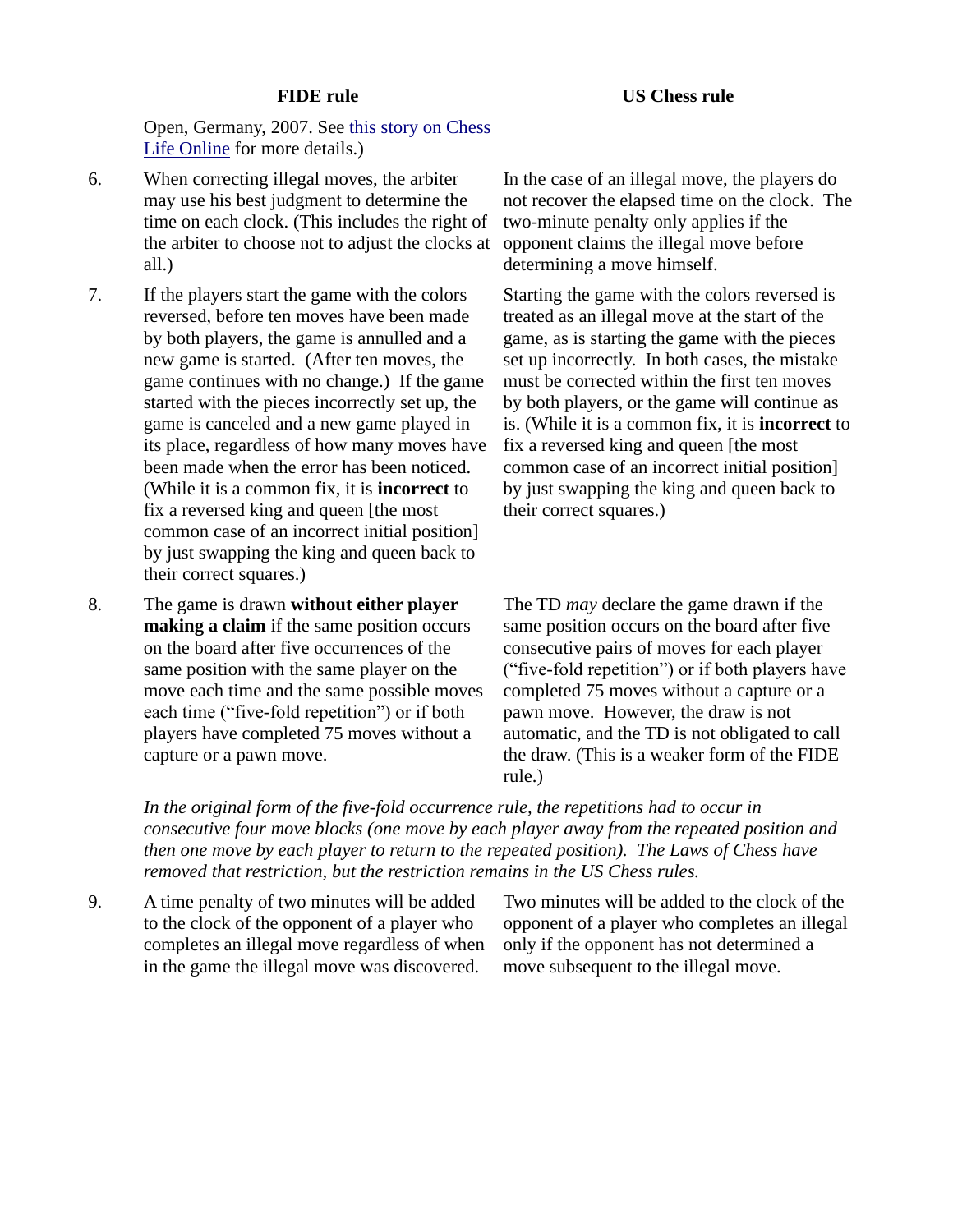| | FIDE rule | US Chess rule |
|---|---|---|
| | Open, Germany, 2007. See [this story on Chess Life Online](#) for more details.) | |
| 6. | When correcting illegal moves, the arbiter may use his best judgment to determine the time on each clock. (This includes the right of the arbiter to choose not to adjust the clocks at all.) | In the case of an illegal move, the players do not recover the elapsed time on the clock. The two-minute penalty only applies if the opponent claims the illegal move before determining a move himself. |
| 7. | If the players start the game with the colors reversed, before ten moves have been made by both players, the game is annulled and a new game is started. (After ten moves, the game continues with no change.) If the game started with the pieces incorrectly set up, the game is canceled and a new game played in its place, regardless of how many moves have been made when the error has been noticed. (While it is a common fix, it is **incorrect** to fix a reversed king and queen [the most common case of an incorrect initial position] by just swapping the king and queen back to their correct squares.) | Starting the game with the colors reversed is treated as an illegal move at the start of the game, as is starting the game with the pieces set up incorrectly. In both cases, the mistake must be corrected within the first ten moves by both players, or the game will continue as is. (While it is a common fix, it is **incorrect** to fix a reversed king and queen [the most common case of an incorrect initial position] by just swapping the king and queen back to their correct squares.) |
| 8. | The game is drawn **without either player making a claim** if the same position occurs on the board after five occurrences of the same position with the same player on the move each time and the same possible moves each time ("five-fold repetition") or if both players have completed 75 moves without a capture or a pawn move. | The TD *may* declare the game drawn if the same position occurs on the board after five consecutive pairs of moves for each player ("five-fold repetition") or if both players have completed 75 moves without a capture or a pawn move. However, the draw is not automatic, and the TD is not obligated to call the draw. (This is a weaker form of the FIDE rule.) |
| | *In the original form of the five-fold occurrence rule, the repetitions had to occur in consecutive four move blocks (one move by each player away from the repeated position and then one move by each player to return to the repeated position). The Laws of Chess have removed that restriction, but the restriction remains in the US Chess rules.* | |
| 9. | A time penalty of two minutes will be added to the clock of the opponent of a player who completes an illegal move regardless of when in the game the illegal move was discovered. | Two minutes will be added to the clock of the opponent of a player who completes an illegal only if the opponent has not determined a move subsequent to the illegal move. |